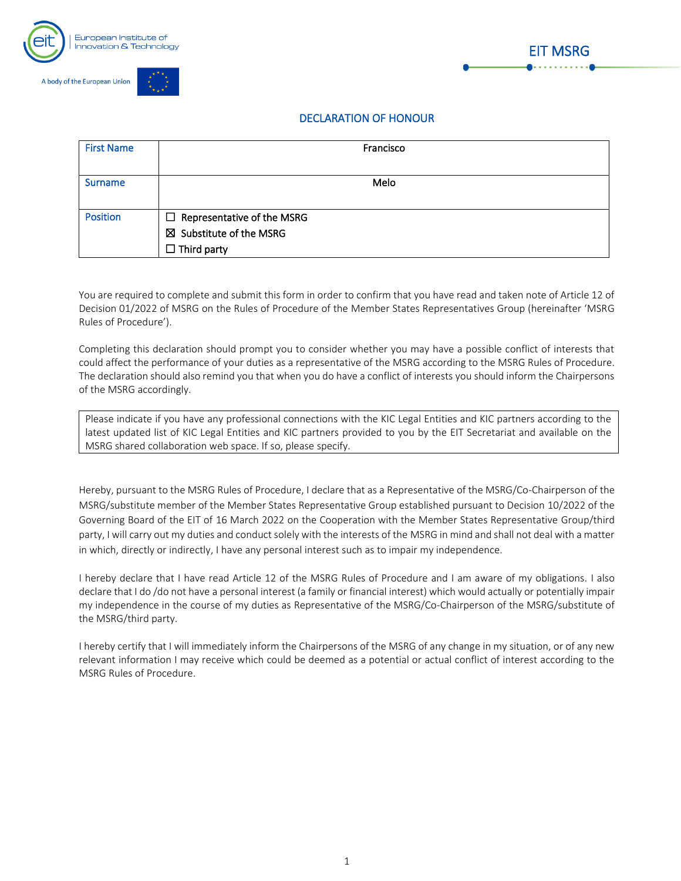European Institute of Innovation & Technology

A body of the European Union

EIT MSRG

## DECLARATION OF HONOUR

| First Name | Francisco |
|---|---|
| Surname | Melo |
| Position | ☐ Representative of the MSRG<br>☒ Substitute of the MSRG<br>☐ Third party |

You are required to complete and submit this form in order to confirm that you have read and taken note of Article 12 of Decision 01/2022 of MSRG on the Rules of Procedure of the Member States Representatives Group (hereinafter 'MSRG Rules of Procedure').

Completing this declaration should prompt you to consider whether you may have a possible conflict of interests that could affect the performance of your duties as a representative of the MSRG according to the MSRG Rules of Procedure. The declaration should also remind you that when you do have a conflict of interests you should inform the Chairpersons of the MSRG accordingly.

| Please indicate if you have any professional connections with the KIC Legal Entities and KIC partners according to the latest updated list of KIC Legal Entities and KIC partners provided to you by the EIT Secretariat and available on the MSRG shared collaboration web space. If so, please specify. |
|---|

Hereby, pursuant to the MSRG Rules of Procedure, I declare that as a Representative of the MSRG/Co-Chairperson of the MSRG/substitute member of the Member States Representative Group established pursuant to Decision 10/2022 of the Governing Board of the EIT of 16 March 2022 on the Cooperation with the Member States Representative Group/third party, I will carry out my duties and conduct solely with the interests of the MSRG in mind and shall not deal with a matter in which, directly or indirectly, I have any personal interest such as to impair my independence.

I hereby declare that I have read Article 12 of the MSRG Rules of Procedure and I am aware of my obligations. I also declare that I do /do not have a personal interest (a family or financial interest) which would actually or potentially impair my independence in the course of my duties as Representative of the MSRG/Co-Chairperson of the MSRG/substitute of the MSRG/third party.

I hereby certify that I will immediately inform the Chairpersons of the MSRG of any change in my situation, or of any new relevant information I may receive which could be deemed as a potential or actual conflict of interest according to the MSRG Rules of Procedure.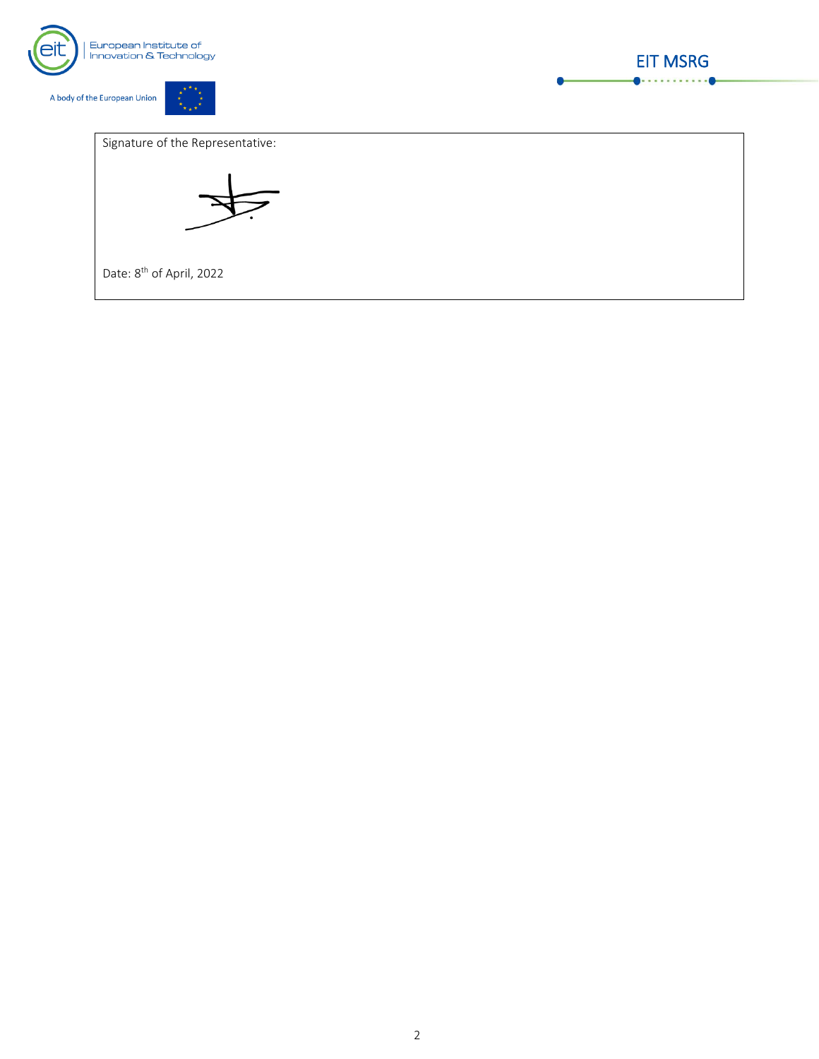Signature of the Representative:

Date: 8th of April, 2022